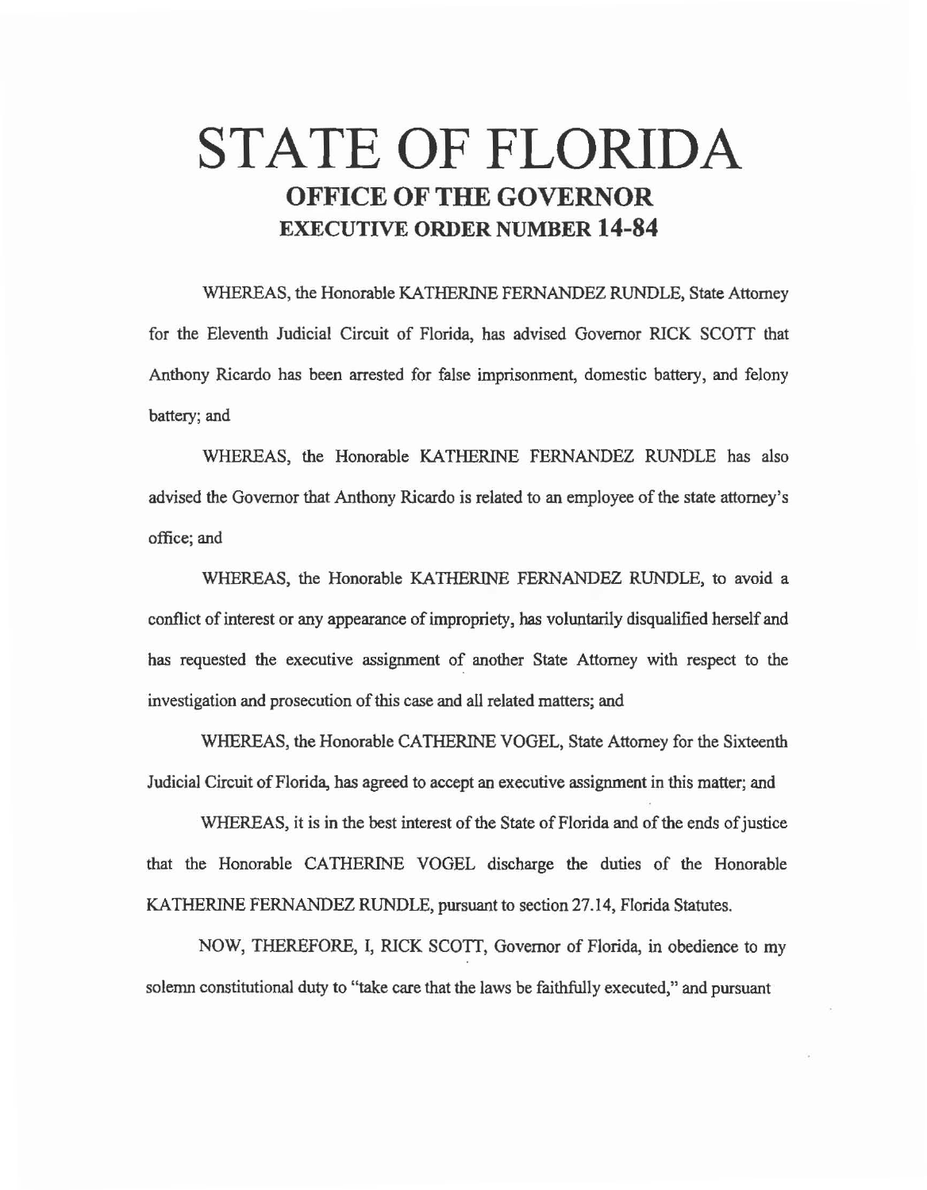# STATE OF FLORIDA

## OFFICE OF THE GOVERNOR

## EXECUTIVE ORDER NUMBER 14-84

WHEREAS, the Honorable KATHERINE FERNANDEZ RUNDLE, State Attorney for the Eleventh Judicial Circuit of Florida, has advised Governor RICK SCOTT that Anthony Ricardo has been arrested for false imprisonment, domestic battery, and felony battery; and

WHEREAS, the Honorable KATHERINE FERNANDEZ RUNDLE has also advised the Governor that Anthony Ricardo is related to an employee of the state attorney's office; and

WHEREAS, the Honorable KATHERINE FERNANDEZ RUNDLE, to avoid a conflict of interest or any appearance of impropriety, has voluntarily disqualified herself and has requested the executive assignment of another State Attorney with respect to the investigation and prosecution of this case and all related matters; and

WHEREAS, the Honorable CATHERINE VOGEL, State Attorney for the Sixteenth Judicial Circuit of Florida, has agreed to accept an executive assignment in this matter; and

WHEREAS, it is in the best interest of the State of Florida and of the ends of justice that the Honorable CATHERINE VOGEL discharge the duties of the Honorable KATHERINE FERNANDEZ RUNDLE, pursuant to section 27.14, Florida Statutes.

NOW, THEREFORE, I, RICK SCOTT, Governor of Florida, in obedience to my solemn constitutional duty to "take care that the laws be faithfully executed," and pursuant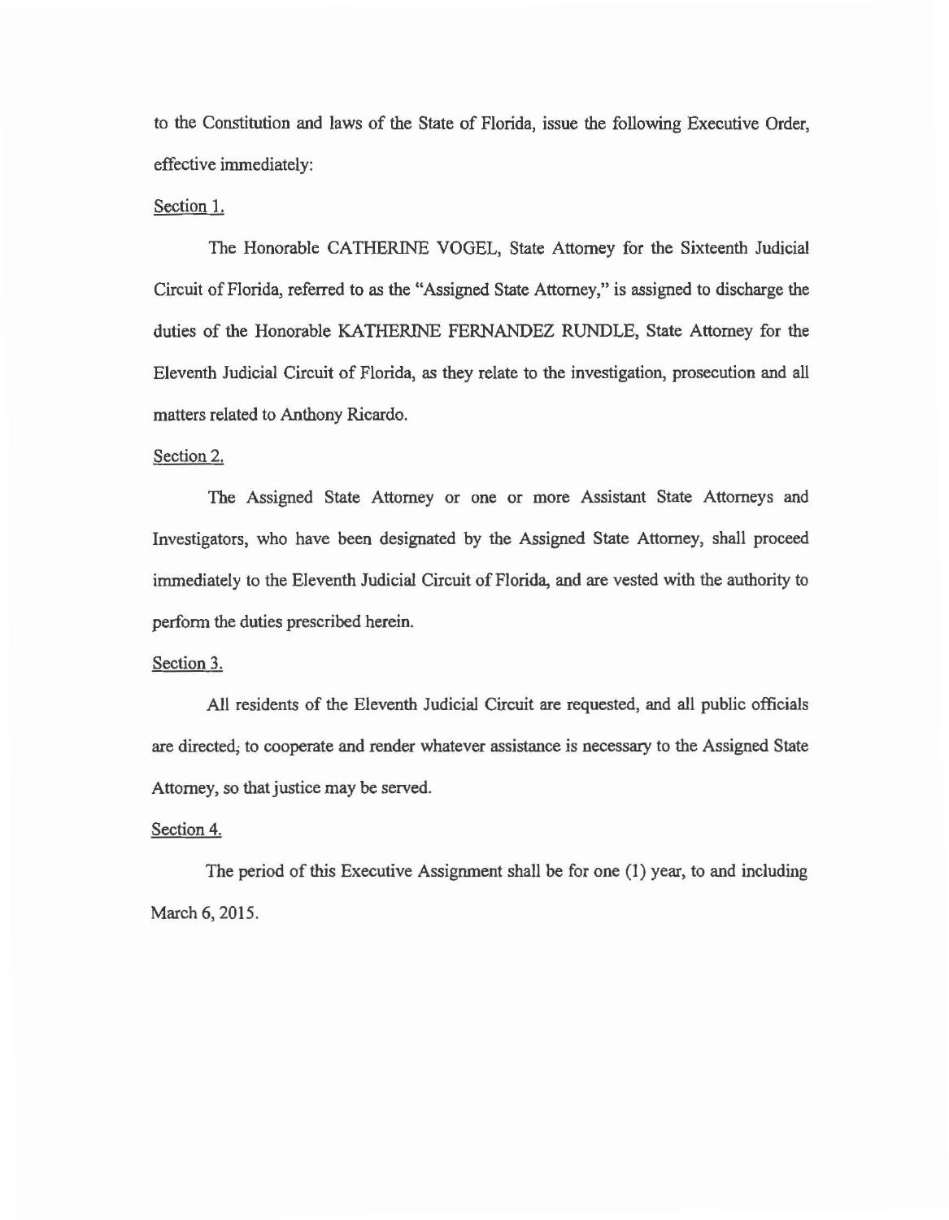to the Constitution and laws of the State of Florida, issue the following Executive Order, effective immediately:

Section 1.

The Honorable CATHERINE VOGEL, State Attorney for the Sixteenth Judicial Circuit of Florida, referred to as the "Assigned State Attorney," is assigned to discharge the duties of the Honorable KATHERINE FERNANDEZ RUNDLE, State Attorney for the Eleventh Judicial Circuit of Florida, as they relate to the investigation, prosecution and all matters related to Anthony Ricardo.

Section 2.

The Assigned State Attorney or one or more Assistant State Attorneys and Investigators, who have been designated by the Assigned State Attorney, shall proceed immediately to the Eleventh Judicial Circuit of Florida, and are vested with the authority to perform the duties prescribed herein.

Section 3.

All residents of the Eleventh Judicial Circuit are requested, and all public officials are directed, to cooperate and render whatever assistance is necessary to the Assigned State Attorney, so that justice may be served.

Section 4.

The period of this Executive Assignment shall be for one (1) year, to and including March 6, 2015.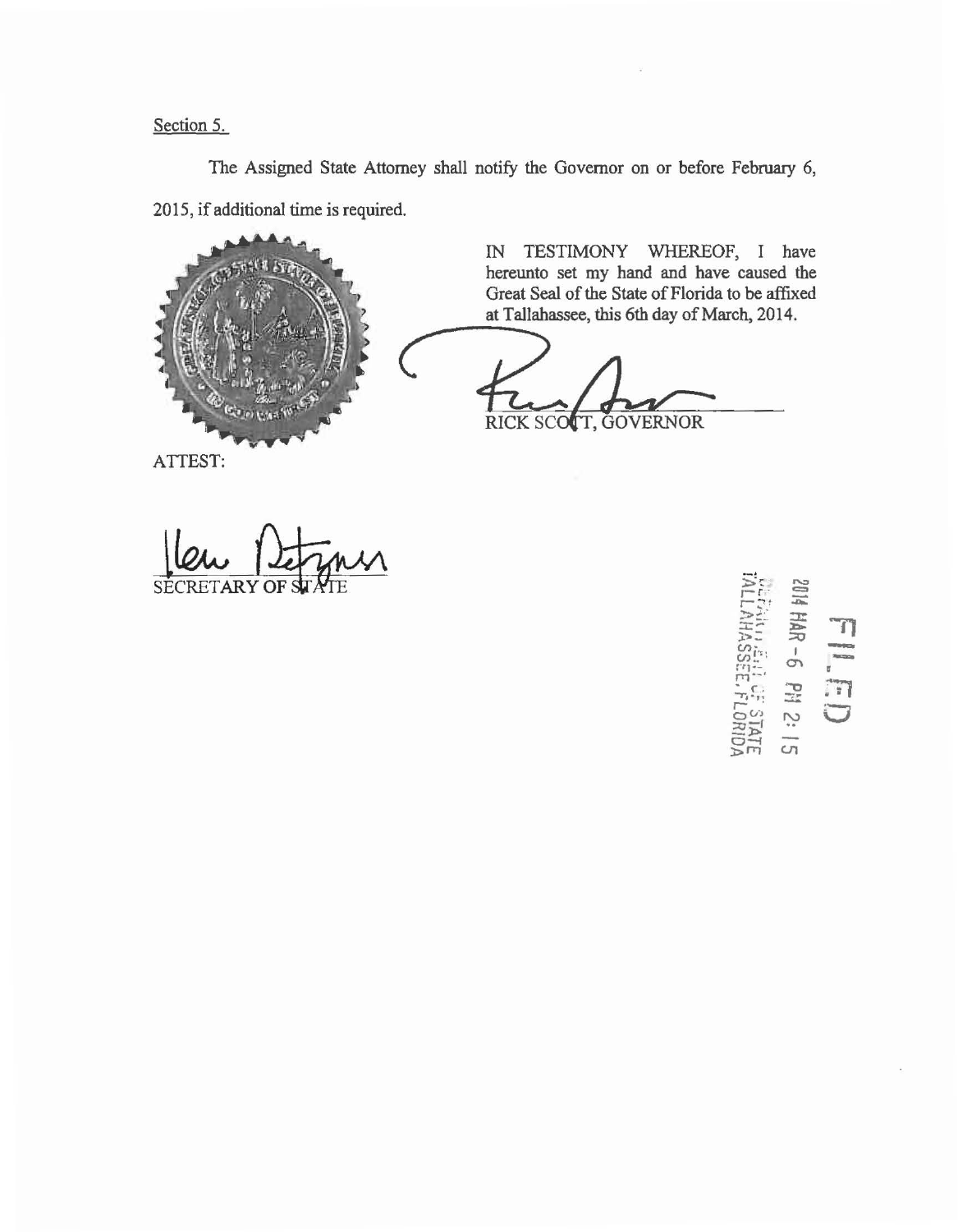Section 5.

The Assigned State Attorney shall notify the Governor on or before February 6, 2015, if additional time is required.

IN TESTIMONY WHEREOF, I have hereunto set my hand and have caused the Great Seal of the State of Florida to be affixed at Tallahassee, this 6th day of March, 2014.

RICK SCOTT, GOVERNOR

ATTEST:

SECRETARY OF STATE

FILED

2014 MAR -6 PM 2:15

DEPARTMENT OF STATE
TALLAHASSEE, FLORIDA